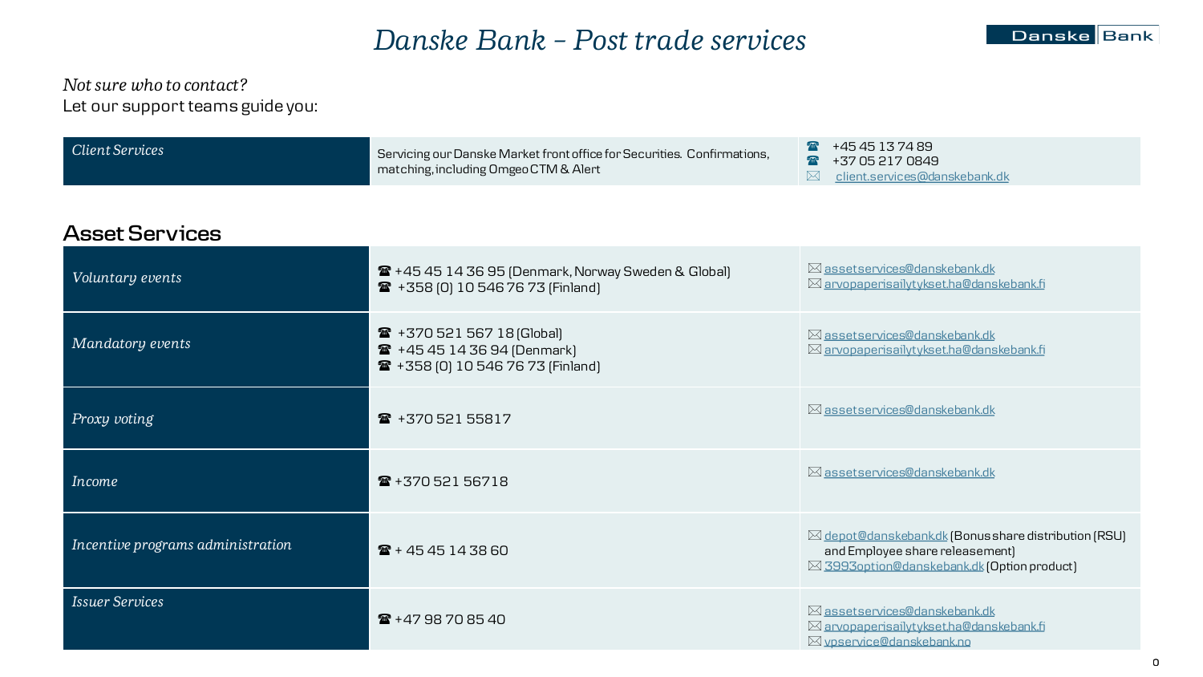# *Danske Bank – Post trade services*

*Not sure who to contact?*
Let our support teams guide you:

| | | |
|---|---|---|
| *Client Services* | Servicing our Danske Market front office for Securities. Confirmations, matching, including Omgeo CTM & Alert | ☎ +45 45 13 74 89<br>☎ +37 05 217 0849<br>✉ client.services@danskebank.dk |

## Asset Services

| | | |
|---|---|---|
| *Voluntary events* | ☎ +45 45 14 36 95 (Denmark, Norway Sweden & Global)<br>☎ +358 (0) 10 546 76 73 (Finland) | ✉ assetservices@danskebank.dk<br>✉ arvopaperisailytykset.ha@danskebank.fi |
| *Mandatory events* | ☎ +370 521 567 18 (Global)<br>☎ +45 45 14 36 94 (Denmark)<br>☎ +358 (0) 10 546 76 73 (Finland) | ✉ assetservices@danskebank.dk<br>✉ arvopaperisailytykset.ha@danskebank.fi |
| *Proxy voting* | ☎ +370 521 55817 | ✉ assetservices@danskebank.dk |
| *Income* | ☎ +370 521 56718 | ✉ assetservices@danskebank.dk |
| *Incentive programs administration* | ☎ + 45 45 14 38 60 | ✉ depot@danskebank.dk (Bonus share distribution (RSU) and Employee share releasement)<br>✉ 3993option@danskebank.dk (Option product) |
| *Issuer Services* | ☎ +47 98 70 85 40 | ✉ assetservices@danskebank.dk<br>✉ arvopaperisailytykset.ha@danskebank.fi<br>✉ vpservice@danskebank.no |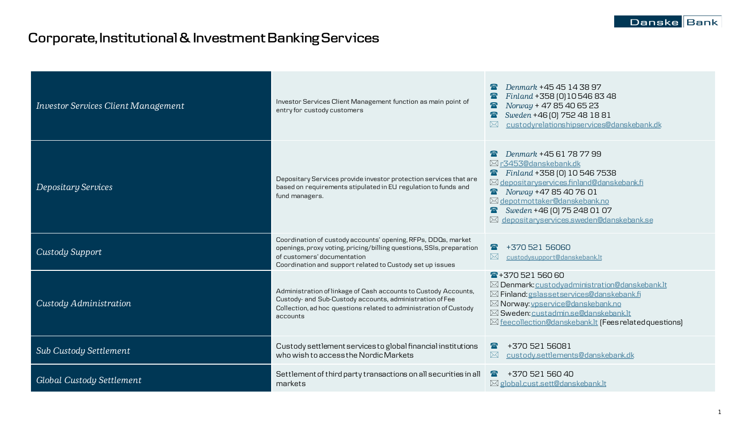# Corporate, Institutional & Investment Banking Services

| | | |
|---|---|---|
| *Investor Services Client Management* | Investor Services Client Management function as main point of entry for custody customers | ☎ *Denmark* +45 45 14 38 97<br>☎ *Finland* +358 (0) 10 546 83 48<br>☎ *Norway* + 47 85 40 65 23<br>☎ *Sweden* +46 (0) 752 48 18 81<br>✉ custodyrelationshipservices@danskebank.dk |
| *Depositary Services* | Depositary Services provide investor protection services that are based on requirements stipulated in EU regulation to funds and fund managers. | ☎ *Denmark* +45 61 78 77 99<br>✉ r3453@danskebank.dk<br>☎ *Finland* +358 (0) 10 546 7538<br>✉ depositaryservices.finland@danskebank.fi<br>☎ *Norway* +47 85 40 76 01<br>✉ depotmottaker@danskebank.no<br>☎ *Sweden* +46 (0) 75 248 01 07<br>✉ depositaryservices.sweden@danskebank.se |
| *Custody Support* | Coordination of custody accounts' opening, RFPs, DDQs, market openings, proxy voting, pricing/billing questions, SSIs, preparation of customers' documentation<br>Coordination and support related to Custody set up issues | ☎ +370 521 56060<br>✉ custodysupport@danskebank.lt |
| *Custody Administration* | Administration of linkage of Cash accounts to Custody Accounts, Custody- and Sub-Custody accounts, administration of Fee Collection, ad hoc questions related to administration of Custody accounts | ☎ +370 521 560 60<br>✉ Denmark: custodyadministration@danskebank.lt<br>✉ Finland: gslassetservices@danskebank.fi<br>✉ Norway: vpservice@danskebank.no<br>✉ Sweden: custadmin.se@danskebank.lt<br>✉ feecollection@danskebank.lt (Fees related questions) |
| *Sub Custody Settlement* | Custody settlement services to global financial institutions who wish to access the Nordic Markets | ☎ +370 521 56081<br>✉ custody.settlements@danskebank.dk |
| *Global Custody Settlement* | Settlement of third party transactions on all securities in all markets | ☎ +370 521 560 40<br>✉ global.cust.sett@danskebank.lt |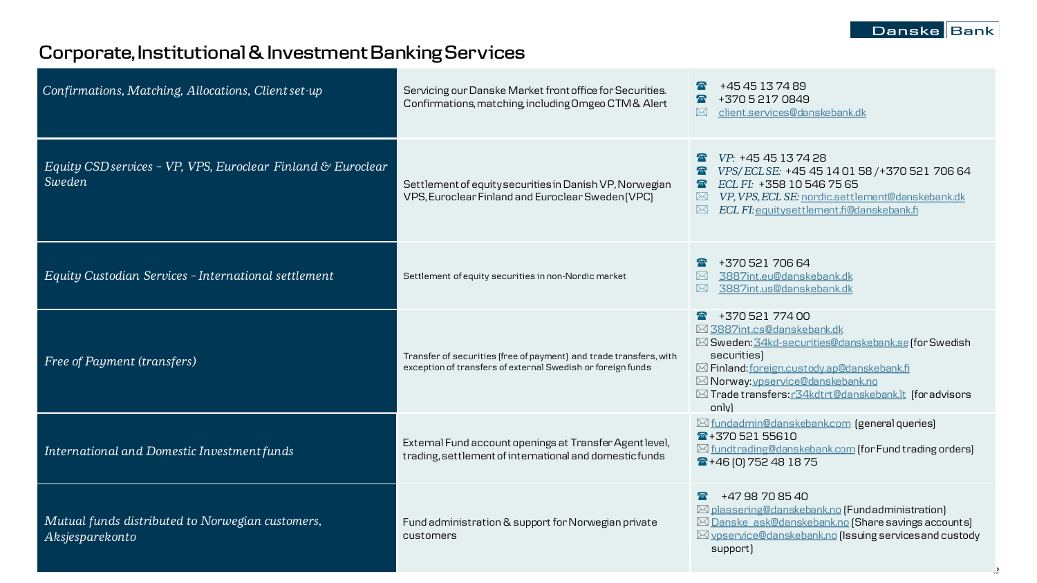## Corporate, Institutional & Investment Banking Services

| | | |
|---|---|---|
| *Confirmations, Matching, Allocations, Client set-up* | Servicing our Danske Market front office for Securities. Confirmations, matching, including Omgeo CTM & Alert | ☎ +45 45 13 74 89<br>☎ +370 5 217 0849<br>✉ client.services@danskebank.dk |
| *Equity CSD services – VP, VPS, Euroclear Finland & Euroclear Sweden* | Settlement of equity securities in Danish VP, Norwegian VPS, Euroclear Finland and Euroclear Sweden (VPC) | ☎ *VP:* +45 45 13 74 28<br>☎ *VPS/ECL SE:* +45 45 14 01 58 /+370 521 706 64<br>☎ *ECL FI:* +358 10 546 75 65<br>✉ *VP, VPS, ECL SE:* nordic.settlement@danskebank.dk<br>✉ *ECL FI:* equitysettlement.fi@danskebank.fi |
| *Equity Custodian Services – International settlement* | Settlement of equity securities in non-Nordic market | ☎ +370 521 706 64<br>✉ 3887int.eu@danskebank.dk<br>✉ 3887int.us@danskebank.dk |
| *Free of Payment (transfers)* | Transfer of securities (free of payment) and trade transfers, with exception of transfers of external Swedish or foreign funds | ☎ +370 521 774 00<br>✉ 3887int.cs@danskebank.dk<br>✉ Sweden: 34kd-securities@danskebank.se (for Swedish securities)<br>✉ Finland: foreign.custody.ap@danskebank.fi<br>✉ Norway: vpservice@danskebank.no<br>✉ Trade transfers: r34kdtrt@danskebank.lt (for advisors only) |
| *International and Domestic Investment funds* | External Fund account openings at Transfer Agent level, trading, settlement of international and domestic funds | ✉ fundadmin@danskebank.com (general queries)<br>☎ +370 521 55610<br>✉ fundtrading@danskebank.com (for Fund trading orders)<br>☎ +46 (0) 752 48 18 75 |
| *Mutual funds distributed to Norwegian customers, Aksjesparekonto* | Fund administration & support for Norwegian private customers | ☎ +47 98 70 85 40<br>✉ plassering@danskebank.no (Fund administration)<br>✉ Danske_ask@danskebank.no (Share savings accounts)<br>✉ vpservice@danskebank.no (Issuing services and custody support) |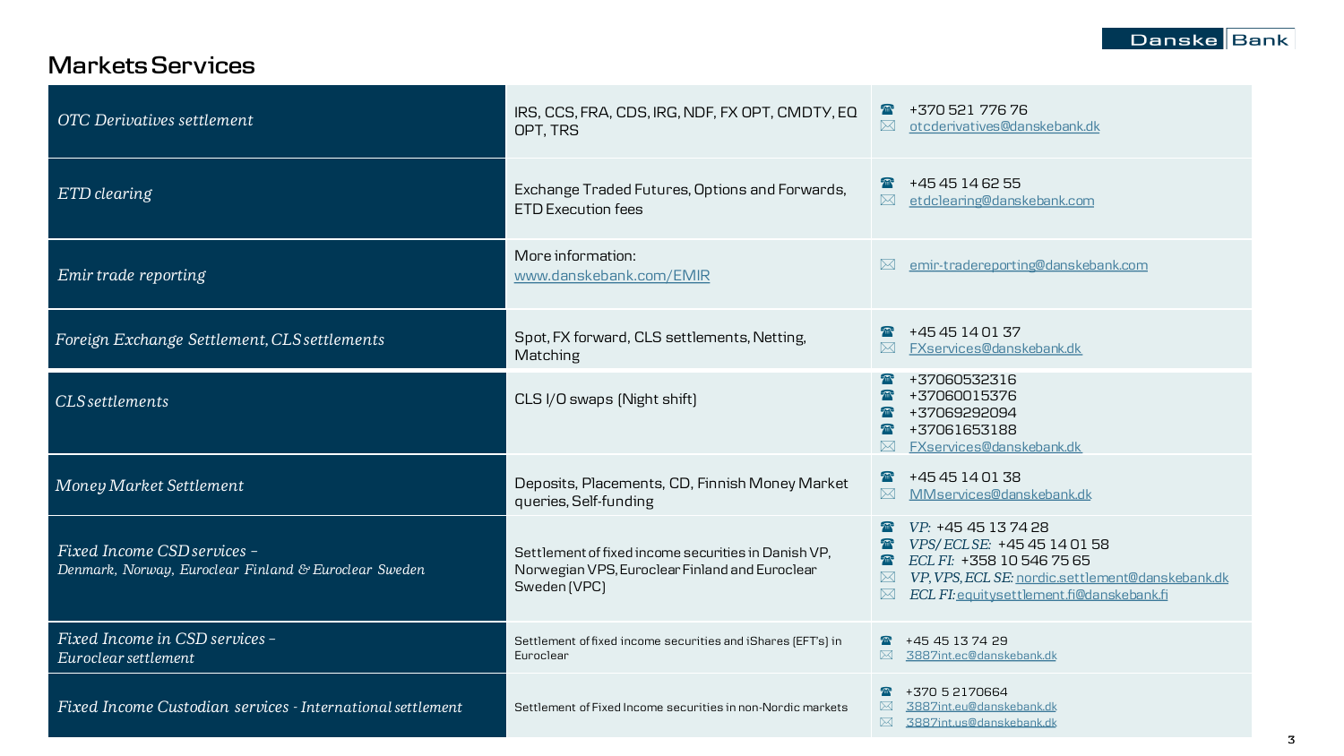# Markets Services

| Service | Description | Contact |
|---|---|---|
| *OTC Derivatives settlement* | IRS, CCS, FRA, CDS, IRG, NDF, FX OPT, CMDTY, EQ OPT, TRS | ☎ +370 521 776 76<br>✉ otcderivatives@danskebank.dk |
| *ETD clearing* | Exchange Traded Futures, Options and Forwards, ETD Execution fees | ☎ +45 45 14 62 55<br>✉ etdclearing@danskebank.com |
| *Emir trade reporting* | More information: www.danskebank.com/EMIR | ✉ emir-tradereporting@danskebank.com |
| *Foreign Exchange Settlement, CLS settlements* | Spot, FX forward, CLS settlements, Netting, Matching | ☎ +45 45 14 01 37<br>✉ FXservices@danskebank.dk |
| *CLS settlements* | CLS I/O swaps (Night shift) | ☎ +37060532316<br>☎ +37060015376<br>☎ +37069292094<br>☎ +37061653188<br>✉ FXservices@danskebank.dk |
| *Money Market Settlement* | Deposits, Placements, CD, Finnish Money Market queries, Self-funding | ☎ +45 45 14 01 38<br>✉ MMservices@danskebank.dk |
| *Fixed Income CSD services – Denmark, Norway, Euroclear Finland & Euroclear Sweden* | Settlement of fixed income securities in Danish VP, Norwegian VPS, Euroclear Finland and Euroclear Sweden (VPC) | ☎ *VP:* +45 45 13 74 28<br>☎ *VPS/ECL SE:* +45 45 14 01 58<br>☎ *ECL FI:* +358 10 546 75 65<br>✉ *VP, VPS, ECL SE:* nordic.settlement@danskebank.dk<br>✉ *ECL FI:* equitysettlement.fi@danskebank.fi |
| *Fixed Income in CSD services – Euroclear settlement* | Settlement of fixed income securities and iShares (EFT's) in Euroclear | ☎ +45 45 13 74 29<br>✉ 3887int.ec@danskebank.dk |
| *Fixed Income Custodian services - International settlement* | Settlement of Fixed Income securities in non-Nordic markets | ☎ +370 5 2170664<br>✉ 3887int.eu@danskebank.dk<br>✉ 3887int.us@danskebank.dk |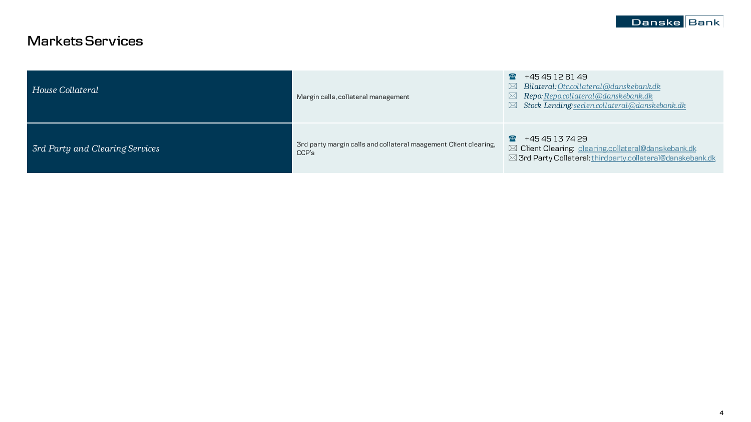## Markets Services

| | | |
|---|---|---|
| *House Collateral* | Margin calls, collateral management | ☎ +45 45 12 81 49<br>✉ *Bilateral:* *Otc.collateral@danskebank.dk*<br>✉ *Repo:* *Repo.collateral@danskebank.dk*<br>✉ *Stock Lending:* *seclen.collateral@danskebank.dk* |
| *3rd Party and Clearing Services* | 3rd party margin calls and collateral maagement Client clearing, CCP's | ☎ +45 45 13 74 29<br>✉ Client Clearing: clearing.collateral@danskebank.dk<br>✉ 3rd Party Collateral: thirdparty.collateral@danskebank.dk |